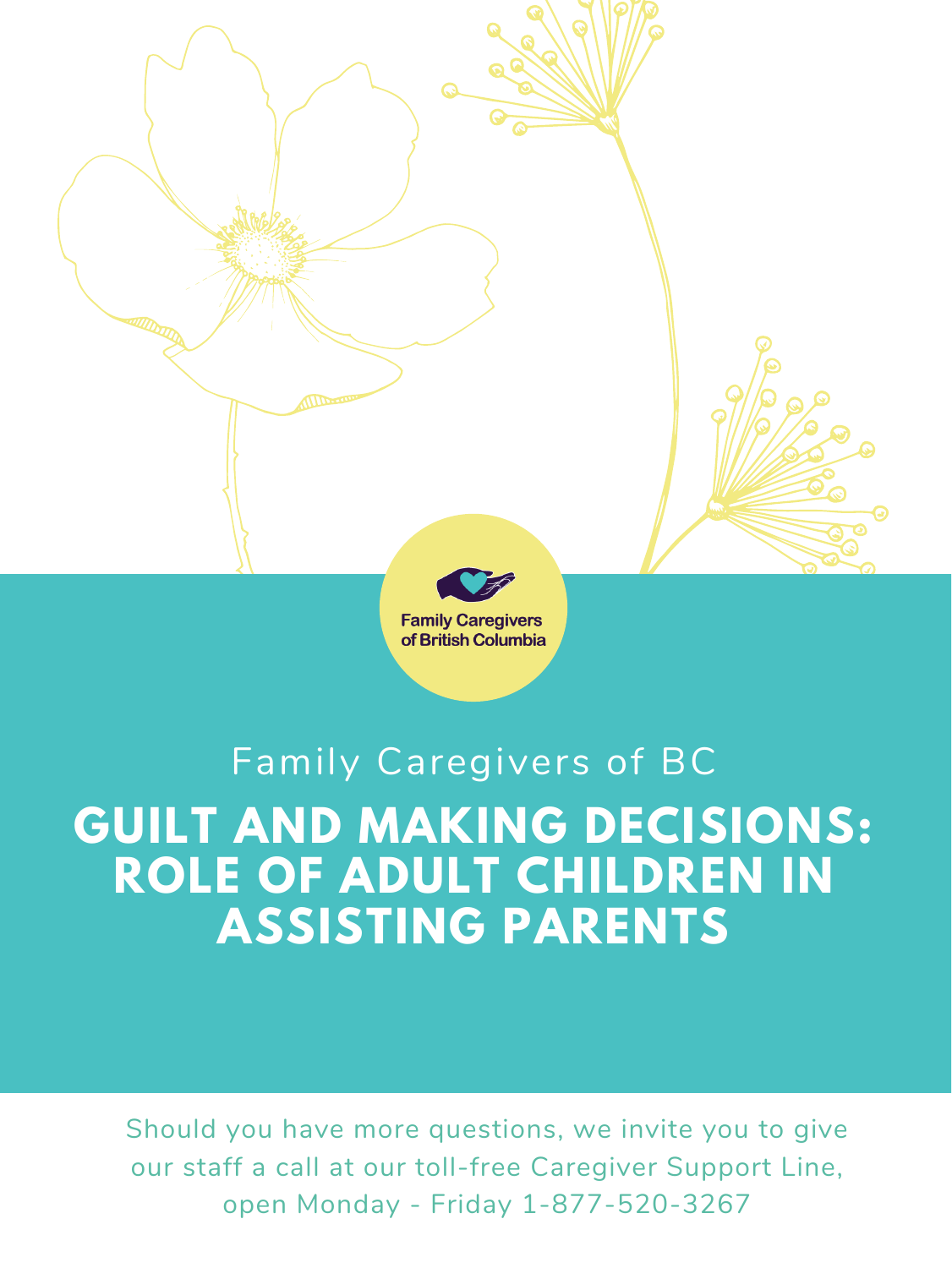Family Caregivers of British Columbia

Family Caregivers of BC

# GUILT AND MAKING DECISIONS: ROLE OF ADULT CHILDREN IN ASSISTING PARENTS

Should you have more questions, we invite you to give our staff a call at our toll-free Caregiver Support Line, open Monday - Friday 1-877-520-3267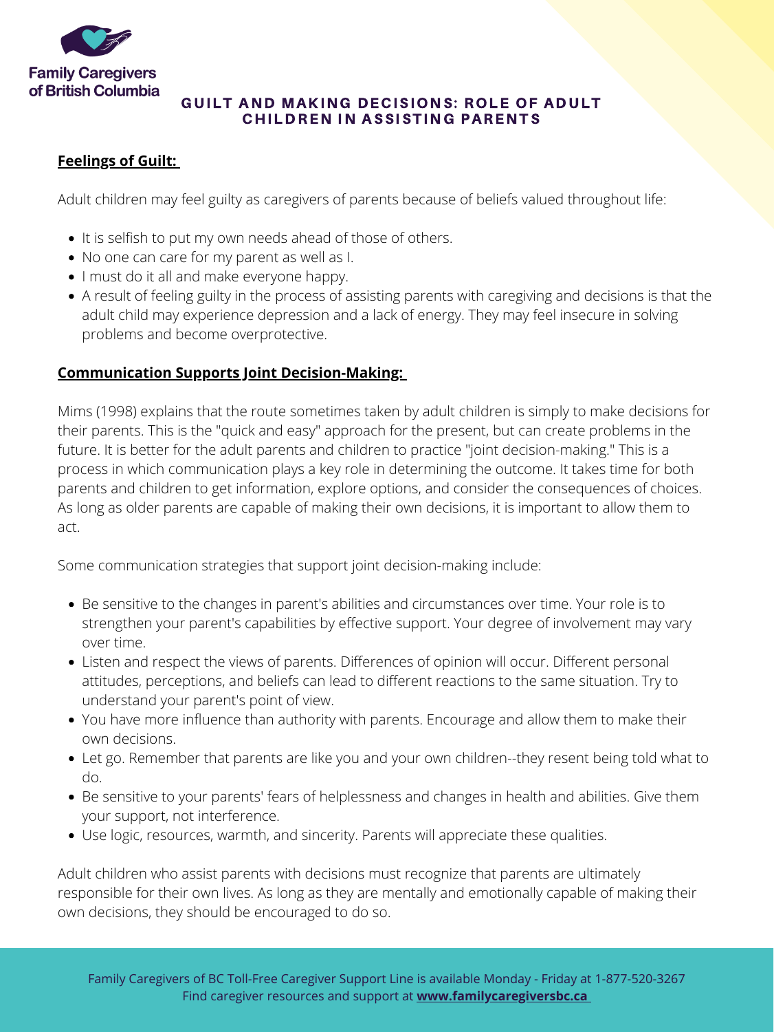# GUILT AND MAKING DECISIONS: ROLE OF ADULT CHILDREN IN ASSISTING PARENTS

## Feelings of Guilt:

Adult children may feel guilty as caregivers of parents because of beliefs valued throughout life:

- It is selfish to put my own needs ahead of those of others.
- No one can care for my parent as well as I.
- I must do it all and make everyone happy.
- A result of feeling guilty in the process of assisting parents with caregiving and decisions is that the adult child may experience depression and a lack of energy. They may feel insecure in solving problems and become overprotective.

## Communication Supports Joint Decision-Making:

Mims (1998) explains that the route sometimes taken by adult children is simply to make decisions for their parents. This is the "quick and easy" approach for the present, but can create problems in the future. It is better for the adult parents and children to practice "joint decision-making." This is a process in which communication plays a key role in determining the outcome. It takes time for both parents and children to get information, explore options, and consider the consequences of choices. As long as older parents are capable of making their own decisions, it is important to allow them to act.

Some communication strategies that support joint decision-making include:

- Be sensitive to the changes in parent's abilities and circumstances over time. Your role is to strengthen your parent's capabilities by effective support. Your degree of involvement may vary over time.
- Listen and respect the views of parents. Differences of opinion will occur. Different personal attitudes, perceptions, and beliefs can lead to different reactions to the same situation. Try to understand your parent's point of view.
- You have more influence than authority with parents. Encourage and allow them to make their own decisions.
- Let go. Remember that parents are like you and your own children--they resent being told what to do.
- Be sensitive to your parents' fears of helplessness and changes in health and abilities. Give them your support, not interference.
- Use logic, resources, warmth, and sincerity. Parents will appreciate these qualities.

Adult children who assist parents with decisions must recognize that parents are ultimately responsible for their own lives. As long as they are mentally and emotionally capable of making their own decisions, they should be encouraged to do so.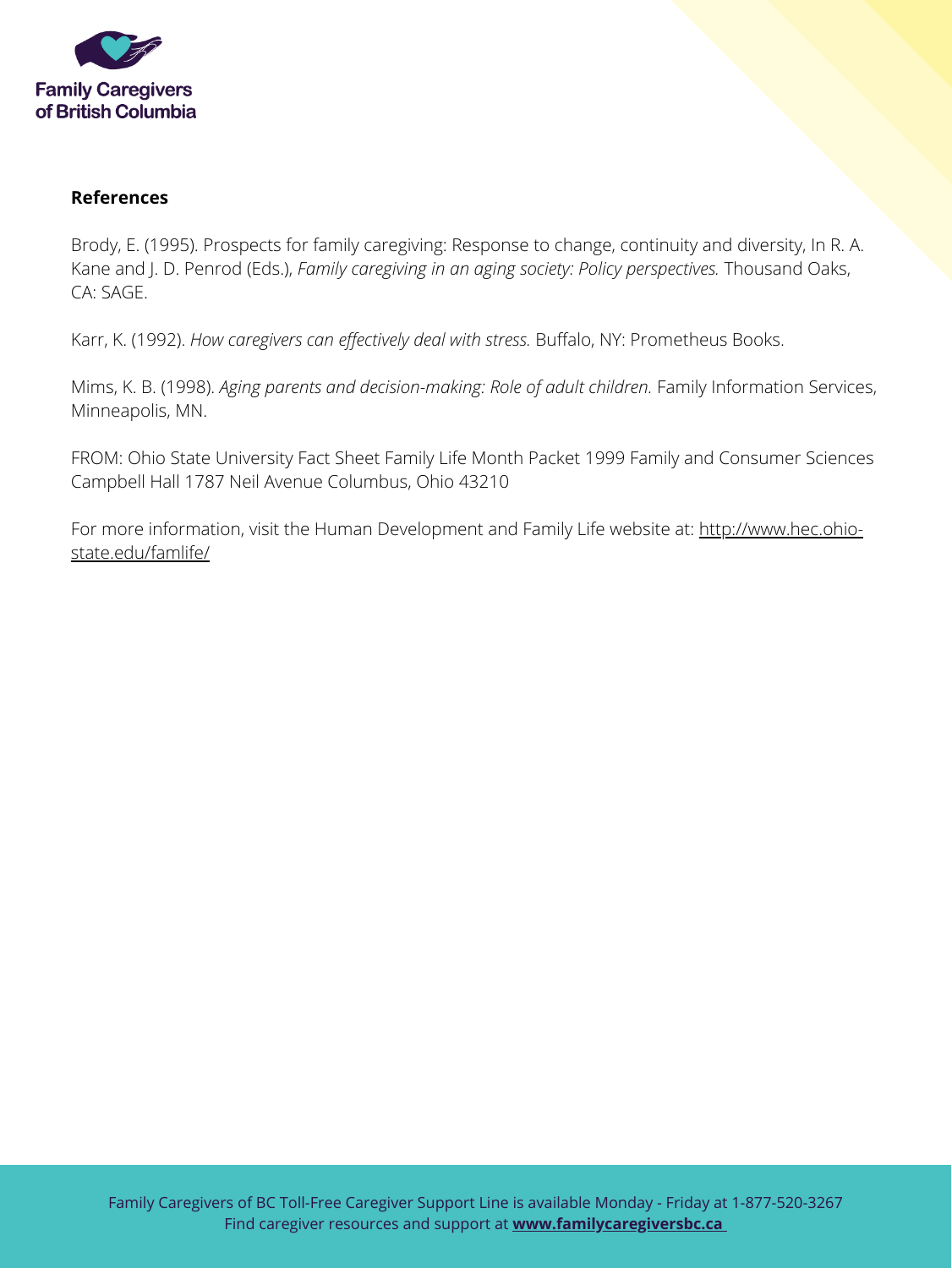**References**

Brody, E. (1995). Prospects for family caregiving: Response to change, continuity and diversity, In R. A. Kane and J. D. Penrod (Eds.), *Family caregiving in an aging society: Policy perspectives.* Thousand Oaks, CA: SAGE.

Karr, K. (1992). *How caregivers can effectively deal with stress.* Buffalo, NY: Prometheus Books.

Mims, K. B. (1998). *Aging parents and decision-making: Role of adult children.* Family Information Services, Minneapolis, MN.

FROM: Ohio State University Fact Sheet Family Life Month Packet 1999 Family and Consumer Sciences Campbell Hall 1787 Neil Avenue Columbus, Ohio 43210

For more information, visit the Human Development and Family Life website at: http://www.hec.ohio-state.edu/famlife/